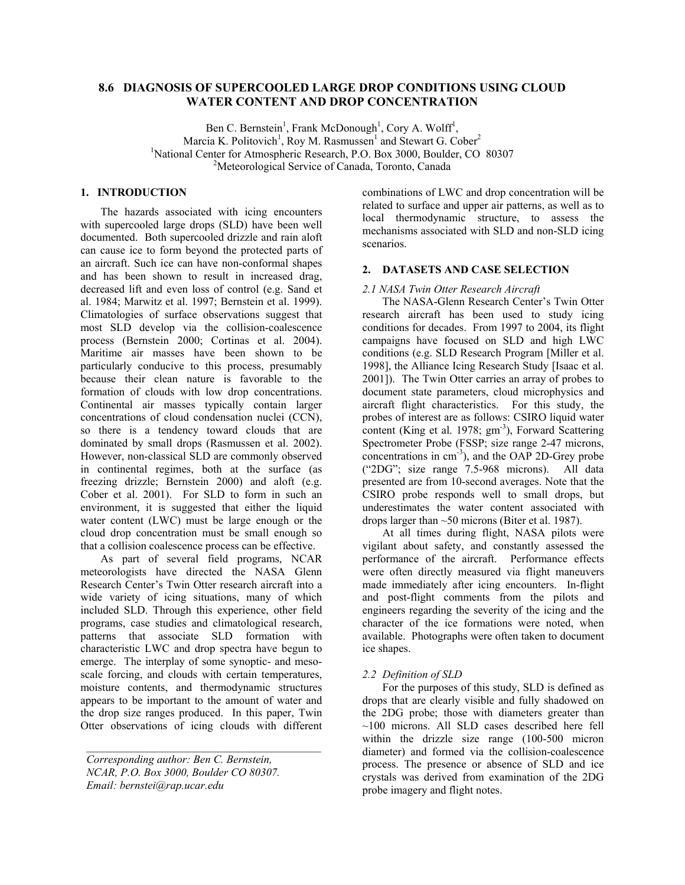# 8.6 DIAGNOSIS OF SUPERCOOLED LARGE DROP CONDITIONS USING CLOUD WATER CONTENT AND DROP CONCENTRATION

Ben C. Bernstein[1], Frank McDonough[1], Cory A. Wolff[1],
Marcia K. Politovich[1], Roy M. Rasmussen[1] and Stewart G. Cober[2]

[1]National Center for Atmospheric Research, P.O. Box 3000, Boulder, CO 80307

[2]Meteorological Service of Canada, Toronto, Canada

## 1. INTRODUCTION

The hazards associated with icing encounters with supercooled large drops (SLD) have been well documented. Both supercooled drizzle and rain aloft can cause ice to form beyond the protected parts of an aircraft. Such ice can have non-conformal shapes and has been shown to result in increased drag, decreased lift and even loss of control (e.g. Sand et al. 1984; Marwitz et al. 1997; Bernstein et al. 1999). Climatologies of surface observations suggest that most SLD develop via the collision-coalescence process (Bernstein 2000; Cortinas et al. 2004). Maritime air masses have been shown to be particularly conducive to this process, presumably because their clean nature is favorable to the formation of clouds with low drop concentrations. Continental air masses typically contain larger concentrations of cloud condensation nuclei (CCN), so there is a tendency toward clouds that are dominated by small drops (Rasmussen et al. 2002). However, non-classical SLD are commonly observed in continental regimes, both at the surface (as freezing drizzle; Bernstein 2000) and aloft (e.g. Cober et al. 2001). For SLD to form in such an environment, it is suggested that either the liquid water content (LWC) must be large enough or the cloud drop concentration must be small enough so that a collision coalescence process can be effective.

As part of several field programs, NCAR meteorologists have directed the NASA Glenn Research Center's Twin Otter research aircraft into a wide variety of icing situations, many of which included SLD. Through this experience, other field programs, case studies and climatological research, patterns that associate SLD formation with characteristic LWC and drop spectra have begun to emerge. The interplay of some synoptic- and meso-scale forcing, and clouds with certain temperatures, moisture contents, and thermodynamic structures appears to be important to the amount of water and the drop size ranges produced. In this paper, Twin Otter observations of icing clouds with different combinations of LWC and drop concentration will be related to surface and upper air patterns, as well as to local thermodynamic structure, to assess the mechanisms associated with SLD and non-SLD icing scenarios.

*Corresponding author: Ben C. Bernstein, NCAR, P.O. Box 3000, Boulder CO 80307. Email: bernstei@rap.ucar.edu*

## 2. DATASETS AND CASE SELECTION

### *2.1 NASA Twin Otter Research Aircraft*

The NASA-Glenn Research Center's Twin Otter research aircraft has been used to study icing conditions for decades. From 1997 to 2004, its flight campaigns have focused on SLD and high LWC conditions (e.g. SLD Research Program [Miller et al. 1998], the Alliance Icing Research Study [Isaac et al. 2001]). The Twin Otter carries an array of probes to document state parameters, cloud microphysics and aircraft flight characteristics. For this study, the probes of interest are as follows: CSIRO liquid water content (King et al. 1978; $gm^{-3}$), Forward Scattering Spectrometer Probe (FSSP; size range 2-47 microns, concentrations in $cm^{-3}$), and the OAP 2D-Grey probe ("2DG"; size range 7.5-968 microns). All data presented are from 10-second averages. Note that the CSIRO probe responds well to small drops, but underestimates the water content associated with drops larger than ~50 microns (Biter et al. 1987).

At all times during flight, NASA pilots were vigilant about safety, and constantly assessed the performance of the aircraft. Performance effects were often directly measured via flight maneuvers made immediately after icing encounters. In-flight and post-flight comments from the pilots and engineers regarding the severity of the icing and the character of the ice formations were noted, when available. Photographs were often taken to document ice shapes.

### *2.2 Definition of SLD*

For the purposes of this study, SLD is defined as drops that are clearly visible and fully shadowed on the 2DG probe; those with diameters greater than ~100 microns. All SLD cases described here fell within the drizzle size range (100-500 micron diameter) and formed via the collision-coalescence process. The presence or absence of SLD and ice crystals was derived from examination of the 2DG probe imagery and flight notes.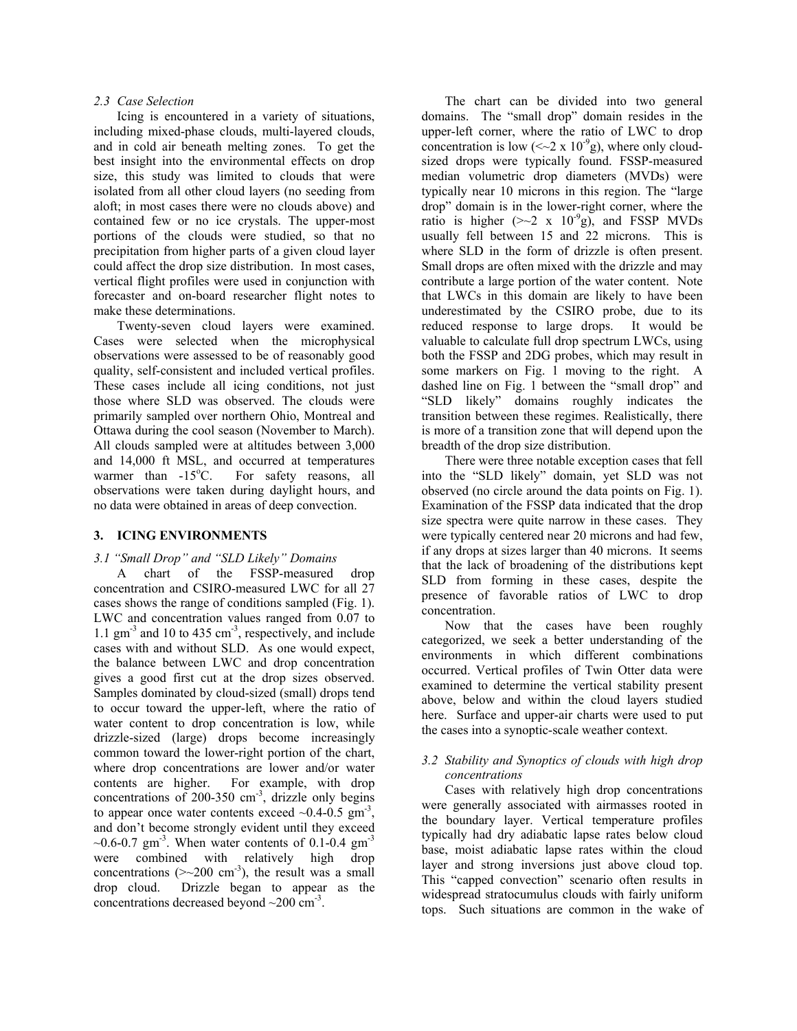### 2.3 Case Selection

Icing is encountered in a variety of situations, including mixed-phase clouds, multi-layered clouds, and in cold air beneath melting zones. To get the best insight into the environmental effects on drop size, this study was limited to clouds that were isolated from all other cloud layers (no seeding from aloft; in most cases there were no clouds above) and contained few or no ice crystals. The upper-most portions of the clouds were studied, so that no precipitation from higher parts of a given cloud layer could affect the drop size distribution. In most cases, vertical flight profiles were used in conjunction with forecaster and on-board researcher flight notes to make these determinations.

Twenty-seven cloud layers were examined. Cases were selected when the microphysical observations were assessed to be of reasonably good quality, self-consistent and included vertical profiles. These cases include all icing conditions, not just those where SLD was observed. The clouds were primarily sampled over northern Ohio, Montreal and Ottawa during the cool season (November to March). All clouds sampled were at altitudes between 3,000 and 14,000 ft MSL, and occurred at temperatures warmer than -15$^{o}$C. For safety reasons, all observations were taken during daylight hours, and no data were obtained in areas of deep convection.

## 3. ICING ENVIRONMENTS

### 3.1 "Small Drop" and "SLD Likely" Domains

A chart of the FSSP-measured drop concentration and CSIRO-measured LWC for all 27 cases shows the range of conditions sampled (Fig. 1). LWC and concentration values ranged from 0.07 to 1.1 gm$^{-3}$ and 10 to 435 cm$^{-3}$, respectively, and include cases with and without SLD. As one would expect, the balance between LWC and drop concentration gives a good first cut at the drop sizes observed. Samples dominated by cloud-sized (small) drops tend to occur toward the upper-left, where the ratio of water content to drop concentration is low, while drizzle-sized (large) drops become increasingly common toward the lower-right portion of the chart, where drop concentrations are lower and/or water contents are higher. For example, with drop concentrations of 200-350 cm$^{-3}$, drizzle only begins to appear once water contents exceed ~0.4-0.5 gm$^{-3}$, and don't become strongly evident until they exceed ~0.6-0.7 gm$^{-3}$. When water contents of 0.1-0.4 gm$^{-3}$ were combined with relatively high drop concentrations (>~200 cm$^{-3}$), the result was a small drop cloud. Drizzle began to appear as the concentrations decreased beyond ~200 cm$^{-3}$.

The chart can be divided into two general domains. The "small drop" domain resides in the upper-left corner, where the ratio of LWC to drop concentration is low (<~2 x 10$^{-9}$g), where only cloud-sized drops were typically found. FSSP-measured median volumetric drop diameters (MVDs) were typically near 10 microns in this region. The "large drop" domain is in the lower-right corner, where the ratio is higher (>~2 x 10$^{-9}$g), and FSSP MVDs usually fell between 15 and 22 microns. This is where SLD in the form of drizzle is often present. Small drops are often mixed with the drizzle and may contribute a large portion of the water content. Note that LWCs in this domain are likely to have been underestimated by the CSIRO probe, due to its reduced response to large drops. It would be valuable to calculate full drop spectrum LWCs, using both the FSSP and 2DG probes, which may result in some markers on Fig. 1 moving to the right. A dashed line on Fig. 1 between the "small drop" and "SLD likely" domains roughly indicates the transition between these regimes. Realistically, there is more of a transition zone that will depend upon the breadth of the drop size distribution.

There were three notable exception cases that fell into the "SLD likely" domain, yet SLD was not observed (no circle around the data points on Fig. 1). Examination of the FSSP data indicated that the drop size spectra were quite narrow in these cases. They were typically centered near 20 microns and had few, if any drops at sizes larger than 40 microns. It seems that the lack of broadening of the distributions kept SLD from forming in these cases, despite the presence of favorable ratios of LWC to drop concentration.

Now that the cases have been roughly categorized, we seek a better understanding of the environments in which different combinations occurred. Vertical profiles of Twin Otter data were examined to determine the vertical stability present above, below and within the cloud layers studied here. Surface and upper-air charts were used to put the cases into a synoptic-scale weather context.

### 3.2 Stability and Synoptics of clouds with high drop concentrations

Cases with relatively high drop concentrations were generally associated with airmasses rooted in the boundary layer. Vertical temperature profiles typically had dry adiabatic lapse rates below cloud base, moist adiabatic lapse rates within the cloud layer and strong inversions just above cloud top. This "capped convection" scenario often results in widespread stratocumulus clouds with fairly uniform tops. Such situations are common in the wake of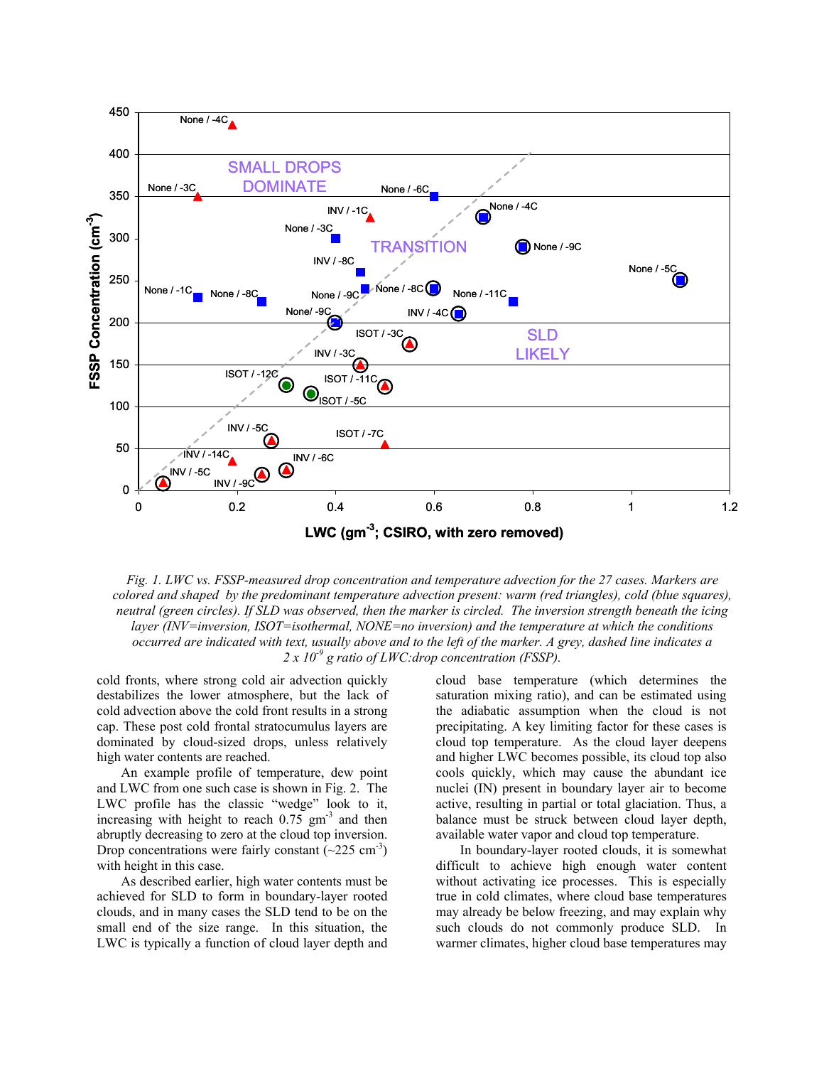*Fig. 1. LWC vs. FSSP-measured drop concentration and temperature advection for the 27 cases. Markers are colored and shaped by the predominant temperature advection present: warm (red triangles), cold (blue squares), neutral (green circles). If SLD was observed, then the marker is circled. The inversion strength beneath the icing layer (INV=inversion, ISOT=isothermal, NONE=no inversion) and the temperature at which the conditions occurred are indicated with text, usually above and to the left of the marker. A grey, dashed line indicates a 2 x $10^{-9}$ g ratio of LWC:drop concentration (FSSP).*

cold fronts, where strong cold air advection quickly destabilizes the lower atmosphere, but the lack of cold advection above the cold front results in a strong cap. These post cold frontal stratocumulus layers are dominated by cloud-sized drops, unless relatively high water contents are reached.

An example profile of temperature, dew point and LWC from one such case is shown in Fig. 2. The LWC profile has the classic "wedge" look to it, increasing with height to reach 0.75 gm$^{-3}$ and then abruptly decreasing to zero at the cloud top inversion. Drop concentrations were fairly constant (~225 cm$^{-3}$) with height in this case.

As described earlier, high water contents must be achieved for SLD to form in boundary-layer rooted clouds, and in many cases the SLD tend to be on the small end of the size range. In this situation, the LWC is typically a function of cloud layer depth and cloud base temperature (which determines the saturation mixing ratio), and can be estimated using the adiabatic assumption when the cloud is not precipitating. A key limiting factor for these cases is cloud top temperature. As the cloud layer deepens and higher LWC becomes possible, its cloud top also cools quickly, which may cause the abundant ice nuclei (IN) present in boundary layer air to become active, resulting in partial or total glaciation. Thus, a balance must be struck between cloud layer depth, available water vapor and cloud top temperature.

In boundary-layer rooted clouds, it is somewhat difficult to achieve high enough water content without activating ice processes. This is especially true in cold climates, where cloud base temperatures may already be below freezing, and may explain why such clouds do not commonly produce SLD. In warmer climates, higher cloud base temperatures may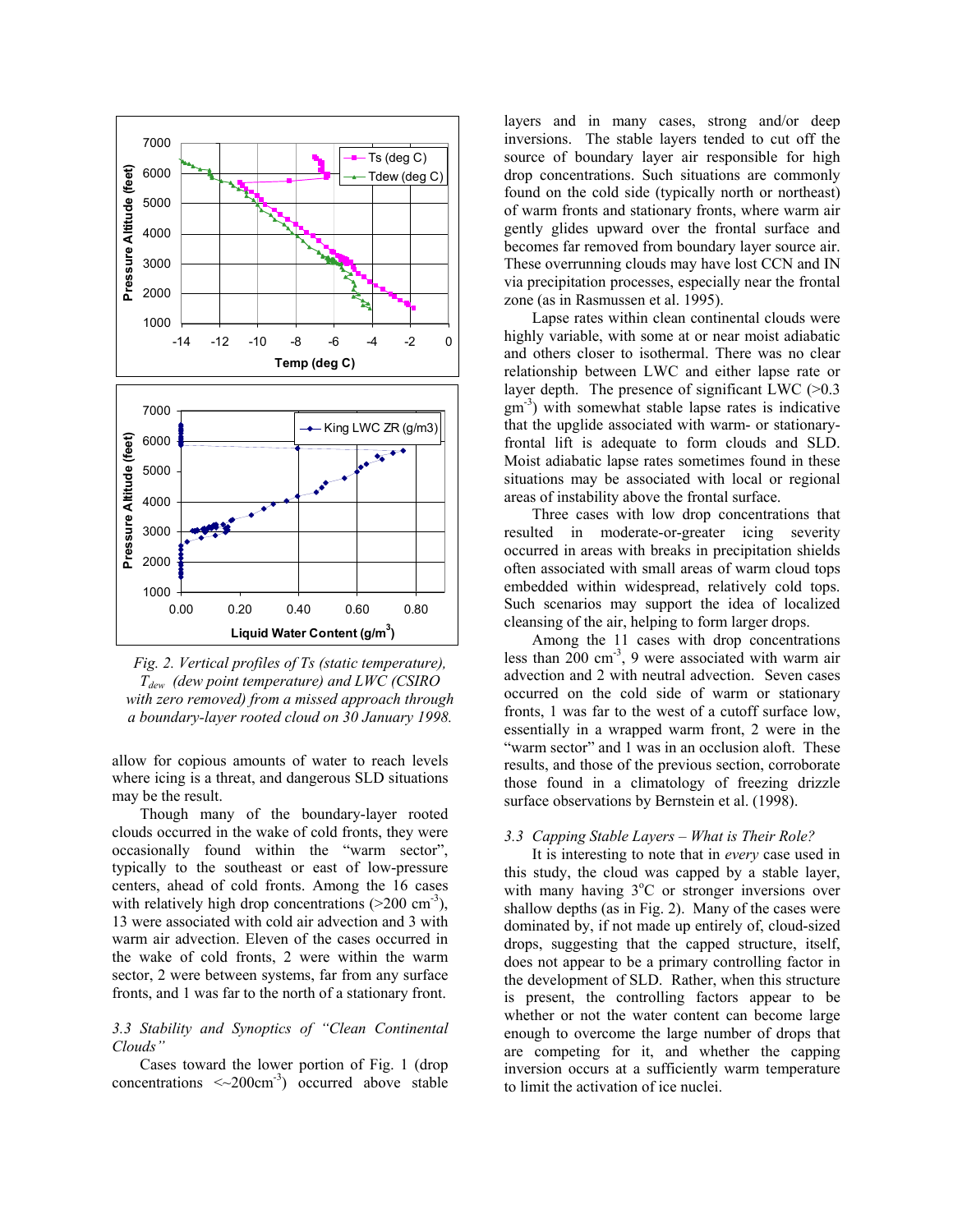*Fig. 2. Vertical profiles of Ts (static temperature), $T_{dew}$ (dew point temperature) and LWC (CSIRO with zero removed) from a missed approach through a boundary-layer rooted cloud on 30 January 1998.*

allow for copious amounts of water to reach levels where icing is a threat, and dangerous SLD situations may be the result.

Though many of the boundary-layer rooted clouds occurred in the wake of cold fronts, they were occasionally found within the "warm sector", typically to the southeast or east of low-pressure centers, ahead of cold fronts. Among the 16 cases with relatively high drop concentrations (>200 $cm^{-3}$), 13 were associated with cold air advection and 3 with warm air advection. Eleven of the cases occurred in the wake of cold fronts, 2 were within the warm sector, 2 were between systems, far from any surface fronts, and 1 was far to the north of a stationary front.

### *3.3 Stability and Synoptics of "Clean Continental Clouds"*

Cases toward the lower portion of Fig. 1 (drop concentrations <~200$cm^{-3}$) occurred above stable layers and in many cases, strong and/or deep inversions. The stable layers tended to cut off the source of boundary layer air responsible for high drop concentrations. Such situations are commonly found on the cold side (typically north or northeast) of warm fronts and stationary fronts, where warm air gently glides upward over the frontal surface and becomes far removed from boundary layer source air. These overrunning clouds may have lost CCN and IN via precipitation processes, especially near the frontal zone (as in Rasmussen et al. 1995).

Lapse rates within clean continental clouds were highly variable, with some at or near moist adiabatic and others closer to isothermal. There was no clear relationship between LWC and either lapse rate or layer depth. The presence of significant LWC (>0.3 $gm^{-3}$) with somewhat stable lapse rates is indicative that the upglide associated with warm- or stationary-frontal lift is adequate to form clouds and SLD. Moist adiabatic lapse rates sometimes found in these situations may be associated with local or regional areas of instability above the frontal surface.

Three cases with low drop concentrations that resulted in moderate-or-greater icing severity occurred in areas with breaks in precipitation shields often associated with small areas of warm cloud tops embedded within widespread, relatively cold tops. Such scenarios may support the idea of localized cleansing of the air, helping to form larger drops.

Among the 11 cases with drop concentrations less than 200 $cm^{-3}$, 9 were associated with warm air advection and 2 with neutral advection. Seven cases occurred on the cold side of warm or stationary fronts, 1 was far to the west of a cutoff surface low, essentially in a wrapped warm front, 2 were in the "warm sector" and 1 was in an occlusion aloft. These results, and those of the previous section, corroborate those found in a climatology of freezing drizzle surface observations by Bernstein et al. (1998).

### *3.3 Capping Stable Layers – What is Their Role?*

It is interesting to note that in *every* case used in this study, the cloud was capped by a stable layer, with many having 3°C or stronger inversions over shallow depths (as in Fig. 2). Many of the cases were dominated by, if not made up entirely of, cloud-sized drops, suggesting that the capped structure, itself, does not appear to be a primary controlling factor in the development of SLD. Rather, when this structure is present, the controlling factors appear to be whether or not the water content can become large enough to overcome the large number of drops that are competing for it, and whether the capping inversion occurs at a sufficiently warm temperature to limit the activation of ice nuclei.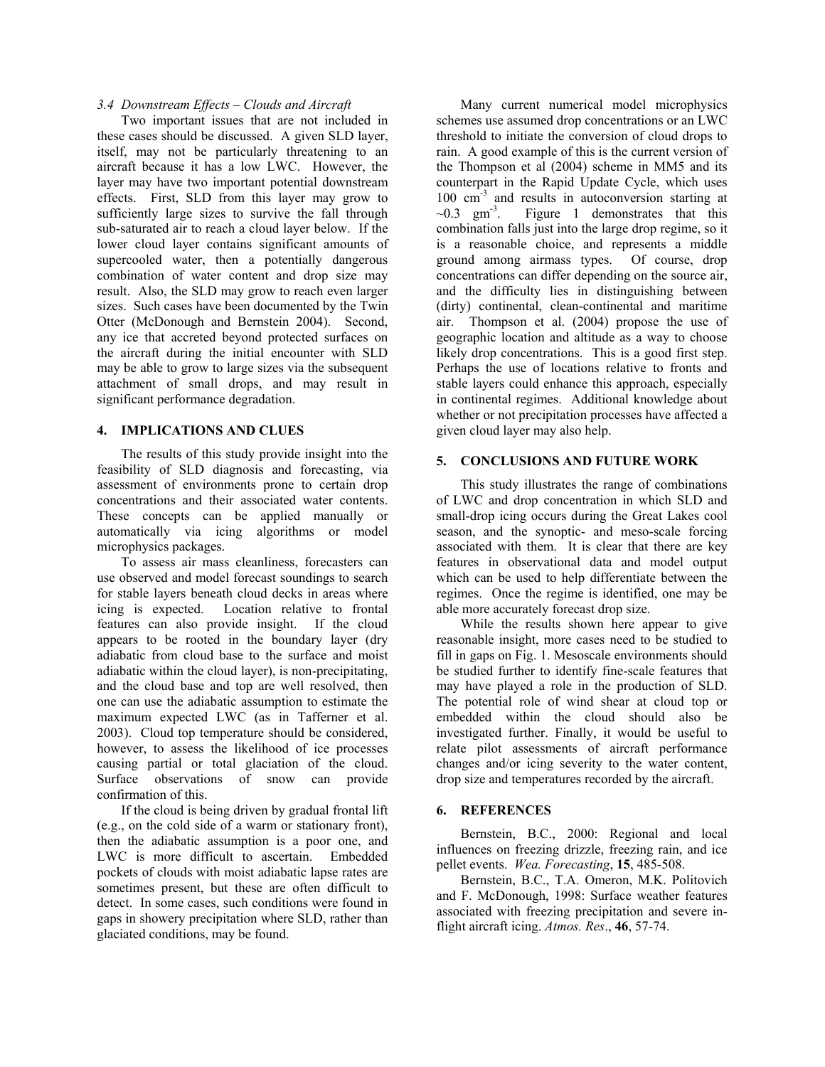*3.4 Downstream Effects – Clouds and Aircraft*

Two important issues that are not included in these cases should be discussed. A given SLD layer, itself, may not be particularly threatening to an aircraft because it has a low LWC. However, the layer may have two important potential downstream effects. First, SLD from this layer may grow to sufficiently large sizes to survive the fall through sub-saturated air to reach a cloud layer below. If the lower cloud layer contains significant amounts of supercooled water, then a potentially dangerous combination of water content and drop size may result. Also, the SLD may grow to reach even larger sizes. Such cases have been documented by the Twin Otter (McDonough and Bernstein 2004). Second, any ice that accreted beyond protected surfaces on the aircraft during the initial encounter with SLD may be able to grow to large sizes via the subsequent attachment of small drops, and may result in significant performance degradation.

## 4. IMPLICATIONS AND CLUES

The results of this study provide insight into the feasibility of SLD diagnosis and forecasting, via assessment of environments prone to certain drop concentrations and their associated water contents. These concepts can be applied manually or automatically via icing algorithms or model microphysics packages.

To assess air mass cleanliness, forecasters can use observed and model forecast soundings to search for stable layers beneath cloud decks in areas where icing is expected. Location relative to frontal features can also provide insight. If the cloud appears to be rooted in the boundary layer (dry adiabatic from cloud base to the surface and moist adiabatic within the cloud layer), is non-precipitating, and the cloud base and top are well resolved, then one can use the adiabatic assumption to estimate the maximum expected LWC (as in Tafferner et al. 2003). Cloud top temperature should be considered, however, to assess the likelihood of ice processes causing partial or total glaciation of the cloud. Surface observations of snow can provide confirmation of this.

If the cloud is being driven by gradual frontal lift (e.g., on the cold side of a warm or stationary front), then the adiabatic assumption is a poor one, and LWC is more difficult to ascertain. Embedded pockets of clouds with moist adiabatic lapse rates are sometimes present, but these are often difficult to detect. In some cases, such conditions were found in gaps in showery precipitation where SLD, rather than glaciated conditions, may be found.

Many current numerical model microphysics schemes use assumed drop concentrations or an LWC threshold to initiate the conversion of cloud drops to rain. A good example of this is the current version of the Thompson et al (2004) scheme in MM5 and its counterpart in the Rapid Update Cycle, which uses 100 $cm^{-3}$ and results in autoconversion starting at ~0.3 $gm^{-3}$. Figure 1 demonstrates that this combination falls just into the large drop regime, so it is a reasonable choice, and represents a middle ground among airmass types. Of course, drop concentrations can differ depending on the source air, and the difficulty lies in distinguishing between (dirty) continental, clean-continental and maritime air. Thompson et al. (2004) propose the use of geographic location and altitude as a way to choose likely drop concentrations. This is a good first step. Perhaps the use of locations relative to fronts and stable layers could enhance this approach, especially in continental regimes. Additional knowledge about whether or not precipitation processes have affected a given cloud layer may also help.

## 5. CONCLUSIONS AND FUTURE WORK

This study illustrates the range of combinations of LWC and drop concentration in which SLD and small-drop icing occurs during the Great Lakes cool season, and the synoptic- and meso-scale forcing associated with them. It is clear that there are key features in observational data and model output which can be used to help differentiate between the regimes. Once the regime is identified, one may be able more accurately forecast drop size.

While the results shown here appear to give reasonable insight, more cases need to be studied to fill in gaps on Fig. 1. Mesoscale environments should be studied further to identify fine-scale features that may have played a role in the production of SLD. The potential role of wind shear at cloud top or embedded within the cloud should also be investigated further. Finally, it would be useful to relate pilot assessments of aircraft performance changes and/or icing severity to the water content, drop size and temperatures recorded by the aircraft.

## 6. REFERENCES

Bernstein, B.C., 2000: Regional and local influences on freezing drizzle, freezing rain, and ice pellet events. *Wea. Forecasting*, **15**, 485-508.

Bernstein, B.C., T.A. Omeron, M.K. Politovich and F. McDonough, 1998: Surface weather features associated with freezing precipitation and severe in-flight aircraft icing. *Atmos. Res*., **46**, 57-74.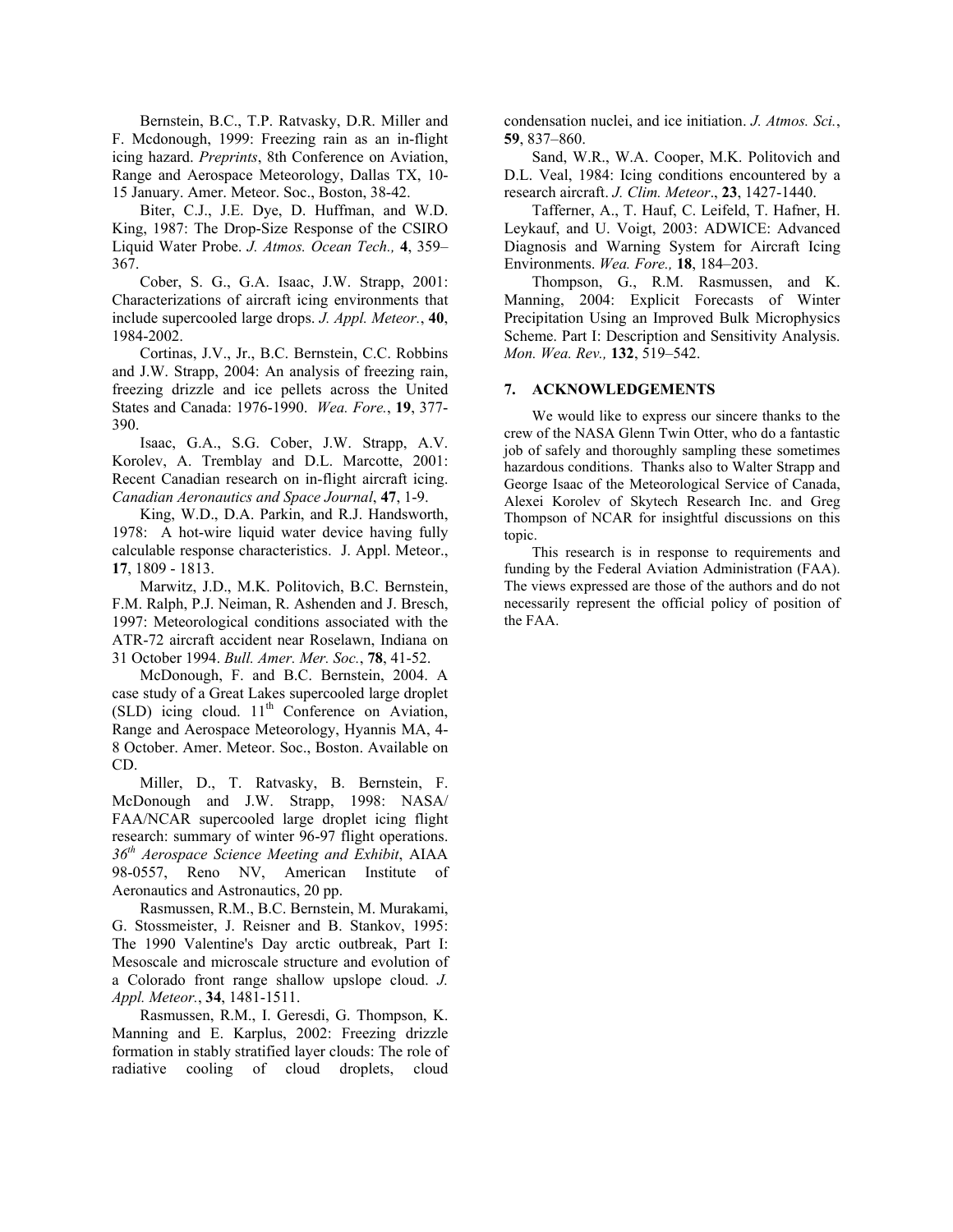Bernstein, B.C., T.P. Ratvasky, D.R. Miller and F. Mcdonough, 1999: Freezing rain as an in-flight icing hazard. *Preprints*, 8th Conference on Aviation, Range and Aerospace Meteorology, Dallas TX, 10-15 January. Amer. Meteor. Soc., Boston, 38-42.

Biter, C.J., J.E. Dye, D. Huffman, and W.D. King, 1987: The Drop-Size Response of the CSIRO Liquid Water Probe. *J. Atmos. Ocean Tech.,* **4**, 359–367.

Cober, S. G., G.A. Isaac, J.W. Strapp, 2001: Characterizations of aircraft icing environments that include supercooled large drops. *J. Appl. Meteor.*, **40**, 1984-2002.

Cortinas, J.V., Jr., B.C. Bernstein, C.C. Robbins and J.W. Strapp, 2004: An analysis of freezing rain, freezing drizzle and ice pellets across the United States and Canada: 1976-1990. *Wea. Fore.*, **19**, 377-390.

Isaac, G.A., S.G. Cober, J.W. Strapp, A.V. Korolev, A. Tremblay and D.L. Marcotte, 2001: Recent Canadian research on in-flight aircraft icing. *Canadian Aeronautics and Space Journal*, **47**, 1-9.

King, W.D., D.A. Parkin, and R.J. Handsworth, 1978: A hot-wire liquid water device having fully calculable response characteristics. J. Appl. Meteor., **17**, 1809 - 1813.

Marwitz, J.D., M.K. Politovich, B.C. Bernstein, F.M. Ralph, P.J. Neiman, R. Ashenden and J. Bresch, 1997: Meteorological conditions associated with the ATR-72 aircraft accident near Roselawn, Indiana on 31 October 1994. *Bull. Amer. Mer. Soc.*, **78**, 41-52.

McDonough, F. and B.C. Bernstein, 2004. A case study of a Great Lakes supercooled large droplet (SLD) icing cloud. 11th Conference on Aviation, Range and Aerospace Meteorology, Hyannis MA, 4-8 October. Amer. Meteor. Soc., Boston. Available on CD.

Miller, D., T. Ratvasky, B. Bernstein, F. McDonough and J.W. Strapp, 1998: NASA/ FAA/NCAR supercooled large droplet icing flight research: summary of winter 96-97 flight operations. *36th Aerospace Science Meeting and Exhibit*, AIAA 98-0557, Reno NV, American Institute of Aeronautics and Astronautics, 20 pp.

Rasmussen, R.M., B.C. Bernstein, M. Murakami, G. Stossmeister, J. Reisner and B. Stankov, 1995: The 1990 Valentine's Day arctic outbreak, Part I: Mesoscale and microscale structure and evolution of a Colorado front range shallow upslope cloud. *J. Appl. Meteor.*, **34**, 1481-1511.

Rasmussen, R.M., I. Geresdi, G. Thompson, K. Manning and E. Karplus, 2002: Freezing drizzle formation in stably stratified layer clouds: The role of radiative cooling of cloud droplets, cloud condensation nuclei, and ice initiation. *J. Atmos. Sci.*, **59**, 837–860.

Sand, W.R., W.A. Cooper, M.K. Politovich and D.L. Veal, 1984: Icing conditions encountered by a research aircraft. *J. Clim. Meteor*., **23**, 1427-1440.

Tafferner, A., T. Hauf, C. Leifeld, T. Hafner, H. Leykauf, and U. Voigt, 2003: ADWICE: Advanced Diagnosis and Warning System for Aircraft Icing Environments. *Wea. Fore.,* **18**, 184–203.

Thompson, G., R.M. Rasmussen, and K. Manning, 2004: Explicit Forecasts of Winter Precipitation Using an Improved Bulk Microphysics Scheme. Part I: Description and Sensitivity Analysis. *Mon. Wea. Rev.,* **132**, 519–542.

## 7. ACKNOWLEDGEMENTS

We would like to express our sincere thanks to the crew of the NASA Glenn Twin Otter, who do a fantastic job of safely and thoroughly sampling these sometimes hazardous conditions. Thanks also to Walter Strapp and George Isaac of the Meteorological Service of Canada, Alexei Korolev of Skytech Research Inc. and Greg Thompson of NCAR for insightful discussions on this topic.

This research is in response to requirements and funding by the Federal Aviation Administration (FAA). The views expressed are those of the authors and do not necessarily represent the official policy of position of the FAA.